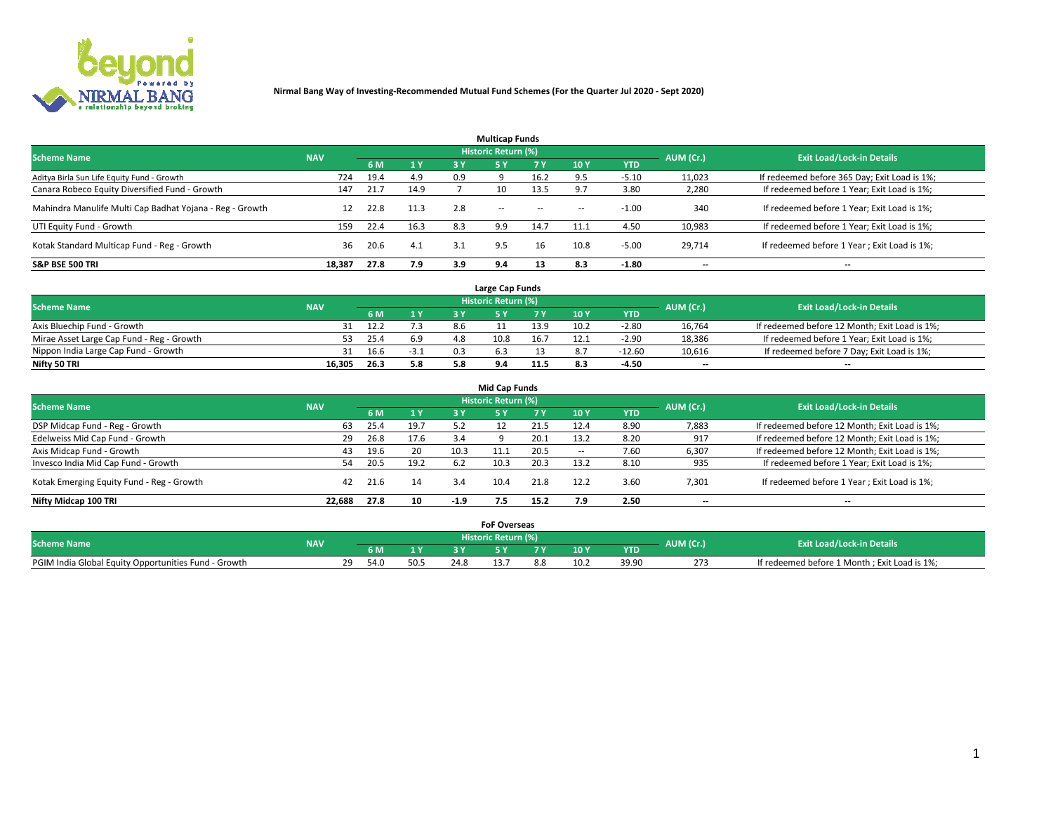# Nirmal Bang Way of Investing-Recommended Mutual Fund Schemes (For the Quarter Jul 2020 - Sept 2020)

## Multicap Funds

| Scheme Name | NAV | Historic Return (%) | | | | | | | AUM (Cr.) | Exit Load/Lock-in Details |
|---|---|---|---|---|---|---|---|---|---|---|
| | | 6 M | 1 Y | 3 Y | 5 Y | 7 Y | 10 Y | YTD | | |
| Aditya Birla Sun Life Equity Fund - Growth | 724 | 19.4 | 4.9 | 0.9 | 9 | 16.2 | 9.5 | -5.10 | 11,023 | If redeemed before 365 Day; Exit Load is 1%; |
| Canara Robeco Equity Diversified Fund - Growth | 147 | 21.7 | 14.9 | 7 | 10 | 13.5 | 9.7 | 3.80 | 2,280 | If redeemed before 1 Year; Exit Load is 1%; |
| Mahindra Manulife Multi Cap Badhat Yojana - Reg - Growth | 12 | 22.8 | 11.3 | 2.8 | -- | -- | -- | -1.00 | 340 | If redeemed before 1 Year; Exit Load is 1%; |
| UTI Equity Fund - Growth | 159 | 22.4 | 16.3 | 8.3 | 9.9 | 14.7 | 11.1 | 4.50 | 10,983 | If redeemed before 1 Year; Exit Load is 1%; |
| Kotak Standard Multicap Fund - Reg - Growth | 36 | 20.6 | 4.1 | 3.1 | 9.5 | 16 | 10.8 | -5.00 | 29,714 | If redeemed before 1 Year ; Exit Load is 1%; |
| **S&P BSE 500 TRI** | **18,387** | **27.8** | **7.9** | **3.9** | **9.4** | **13** | **8.3** | **-1.80** | -- | -- |

## Large Cap Funds

| Scheme Name | NAV | Historic Return (%) | | | | | | | AUM (Cr.) | Exit Load/Lock-in Details |
|---|---|---|---|---|---|---|---|---|---|---|
| | | 6 M | 1 Y | 3 Y | 5 Y | 7 Y | 10 Y | YTD | | |
| Axis Bluechip Fund - Growth | 31 | 12.2 | 7.3 | 8.6 | 11 | 13.9 | 10.2 | -2.80 | 16,764 | If redeemed before 12 Month; Exit Load is 1%; |
| Mirae Asset Large Cap Fund - Reg - Growth | 53 | 25.4 | 6.9 | 4.8 | 10.8 | 16.7 | 12.1 | -2.90 | 18,386 | If redeemed before 1 Year; Exit Load is 1%; |
| Nippon India Large Cap Fund - Growth | 31 | 16.6 | -3.1 | 0.3 | 6.3 | 13 | 8.7 | -12.60 | 10,616 | If redeemed before 7 Day; Exit Load is 1%; |
| **Nifty 50 TRI** | **16,305** | **26.3** | **5.8** | **5.8** | **9.4** | **11.5** | **8.3** | **-4.50** | -- | -- |

## Mid Cap Funds

| Scheme Name | NAV | Historic Return (%) | | | | | | | AUM (Cr.) | Exit Load/Lock-in Details |
|---|---|---|---|---|---|---|---|---|---|---|
| | | 6 M | 1 Y | 3 Y | 5 Y | 7 Y | 10 Y | YTD | | |
| DSP Midcap Fund - Reg - Growth | 63 | 25.4 | 19.7 | 5.2 | 12 | 21.5 | 12.4 | 8.90 | 7,883 | If redeemed before 12 Month; Exit Load is 1%; |
| Edelweiss Mid Cap Fund - Growth | 29 | 26.8 | 17.6 | 3.4 | 9 | 20.1 | 13.2 | 8.20 | 917 | If redeemed before 12 Month; Exit Load is 1%; |
| Axis Midcap Fund - Growth | 43 | 19.6 | 20 | 10.3 | 11.1 | 20.5 | -- | 7.60 | 6,307 | If redeemed before 12 Month; Exit Load is 1%; |
| Invesco India Mid Cap Fund - Growth | 54 | 20.5 | 19.2 | 6.2 | 10.3 | 20.3 | 13.2 | 8.10 | 935 | If redeemed before 1 Year; Exit Load is 1%; |
| Kotak Emerging Equity Fund - Reg - Growth | 42 | 21.6 | 14 | 3.4 | 10.4 | 21.8 | 12.2 | 3.60 | 7,301 | If redeemed before 1 Year ; Exit Load is 1%; |
| **Nifty Midcap 100 TRI** | **22,688** | **27.8** | **10** | **-1.9** | **7.5** | **15.2** | **7.9** | **2.50** | -- | -- |

## FoF Overseas

| Scheme Name | NAV | Historic Return (%) | | | | | | | AUM (Cr.) | Exit Load/Lock-in Details |
|---|---|---|---|---|---|---|---|---|---|---|
| | | 6 M | 1 Y | 3 Y | 5 Y | 7 Y | 10 Y | YTD | | |
| PGIM India Global Equity Opportunities Fund - Growth | 29 | 54.0 | 50.5 | 24.8 | 13.7 | 8.8 | 10.2 | 39.90 | 273 | If redeemed before 1 Month ; Exit Load is 1%; |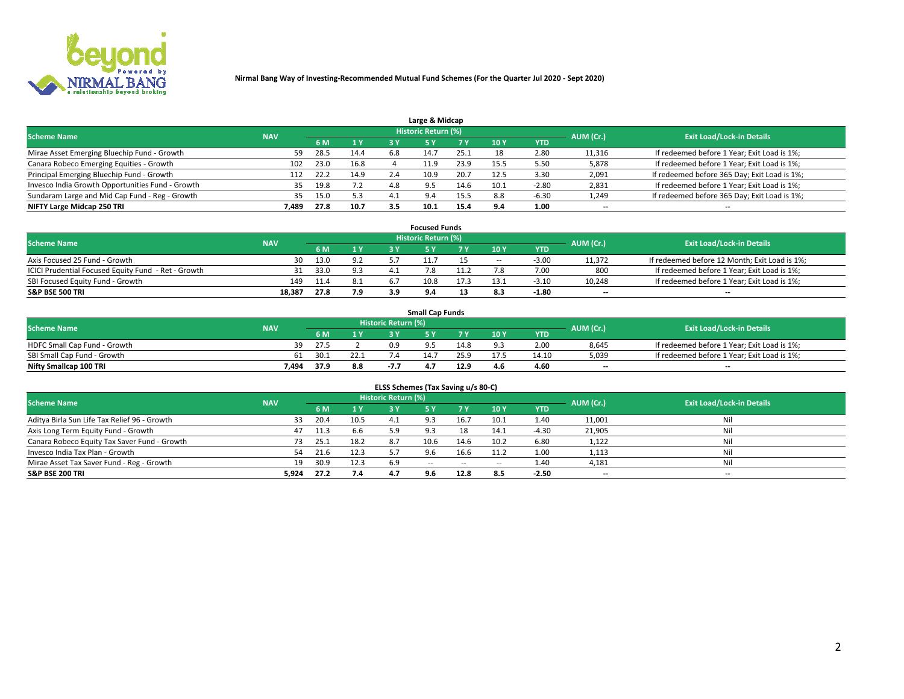**Nirmal Bang Way of Investing-Recommended Mutual Fund Schemes (For the Quarter Jul 2020 - Sept 2020)**

## Large & Midcap

| Scheme Name | NAV | Historic Return (%) | | | | | | | AUM (Cr.) | Exit Load/Lock-in Details |
|---|---|---|---|---|---|---|---|---|---|---|
| | | 6 M | 1 Y | 3 Y | 5 Y | 7 Y | 10 Y | YTD | | |
| Mirae Asset Emerging Bluechip Fund - Growth | 59 | 28.5 | 14.4 | 6.8 | 14.7 | 25.1 | 18 | 2.80 | 11,316 | If redeemed before 1 Year; Exit Load is 1%; |
| Canara Robeco Emerging Equities - Growth | 102 | 23.0 | 16.8 | 4 | 11.9 | 23.9 | 15.5 | 5.50 | 5,878 | If redeemed before 1 Year; Exit Load is 1%; |
| Principal Emerging Bluechip Fund - Growth | 112 | 22.2 | 14.9 | 2.4 | 10.9 | 20.7 | 12.5 | 3.30 | 2,091 | If redeemed before 365 Day; Exit Load is 1%; |
| Invesco India Growth Opportunities Fund - Growth | 35 | 19.8 | 7.2 | 4.8 | 9.5 | 14.6 | 10.1 | -2.80 | 2,831 | If redeemed before 1 Year; Exit Load is 1%; |
| Sundaram Large and Mid Cap Fund - Reg - Growth | 35 | 15.0 | 5.3 | 4.1 | 9.4 | 15.5 | 8.8 | -6.30 | 1,249 | If redeemed before 365 Day; Exit Load is 1%; |
| **NIFTY Large Midcap 250 TRI** | **7,489** | **27.8** | **10.7** | **3.5** | **10.1** | **15.4** | **9.4** | **1.00** | **--** | **--** |

## Focused Funds

| Scheme Name | NAV | Historic Return (%) | | | | | | | AUM (Cr.) | Exit Load/Lock-in Details |
|---|---|---|---|---|---|---|---|---|---|---|
| | | 6 M | 1 Y | 3 Y | 5 Y | 7 Y | 10 Y | YTD | | |
| Axis Focused 25 Fund - Growth | 30 | 13.0 | 9.2 | 5.7 | 11.7 | 15 | -- | -3.00 | 11,372 | If redeemed before 12 Month; Exit Load is 1%; |
| ICICI Prudential Focused Equity Fund - Ret - Growth | 31 | 33.0 | 9.3 | 4.1 | 7.8 | 11.2 | 7.8 | 7.00 | 800 | If redeemed before 1 Year; Exit Load is 1%; |
| SBI Focused Equity Fund - Growth | 149 | 11.4 | 8.1 | 6.7 | 10.8 | 17.3 | 13.1 | -3.10 | 10,248 | If redeemed before 1 Year; Exit Load is 1%; |
| **S&P BSE 500 TRI** | **18,387** | **27.8** | **7.9** | **3.9** | **9.4** | **13** | **8.3** | **-1.80** | **--** | **--** |

## Small Cap Funds

| Scheme Name | NAV | Historic Return (%) | | | | | | | AUM (Cr.) | Exit Load/Lock-in Details |
|---|---|---|---|---|---|---|---|---|---|---|
| | | 6 M | 1 Y | 3 Y | 5 Y | 7 Y | 10 Y | YTD | | |
| HDFC Small Cap Fund - Growth | 39 | 27.5 | 2 | 0.9 | 9.5 | 14.8 | 9.3 | 2.00 | 8,645 | If redeemed before 1 Year; Exit Load is 1%; |
| SBI Small Cap Fund - Growth | 61 | 30.1 | 22.1 | 7.4 | 14.7 | 25.9 | 17.5 | 14.10 | 5,039 | If redeemed before 1 Year; Exit Load is 1%; |
| **Nifty Smallcap 100 TRI** | **7,494** | **37.9** | **8.8** | **-7.7** | **4.7** | **12.9** | **4.6** | **4.60** | **--** | **--** |

## ELSS Schemes (Tax Saving u/s 80-C)

| Scheme Name | NAV | Historic Return (%) | | | | | | | AUM (Cr.) | Exit Load/Lock-in Details |
|---|---|---|---|---|---|---|---|---|---|---|
| | | 6 M | 1 Y | 3 Y | 5 Y | 7 Y | 10 Y | YTD | | |
| Aditya Birla Sun Life Tax Relief 96 - Growth | 33 | 20.4 | 10.5 | 4.1 | 9.3 | 16.7 | 10.1 | 1.40 | 11,001 | Nil |
| Axis Long Term Equity Fund - Growth | 47 | 11.3 | 6.6 | 5.9 | 9.3 | 18 | 14.1 | -4.30 | 21,905 | Nil |
| Canara Robeco Equity Tax Saver Fund - Growth | 73 | 25.1 | 18.2 | 8.7 | 10.6 | 14.6 | 10.2 | 6.80 | 1,122 | Nil |
| Invesco India Tax Plan - Growth | 54 | 21.6 | 12.3 | 5.7 | 9.6 | 16.6 | 11.2 | 1.00 | 1,113 | Nil |
| Mirae Asset Tax Saver Fund - Reg - Growth | 19 | 30.9 | 12.3 | 6.9 | -- | -- | -- | 1.40 | 4,181 | Nil |
| **S&P BSE 200 TRI** | **5,924** | **27.2** | **7.4** | **4.7** | **9.6** | **12.8** | **8.5** | **-2.50** | **--** | **--** |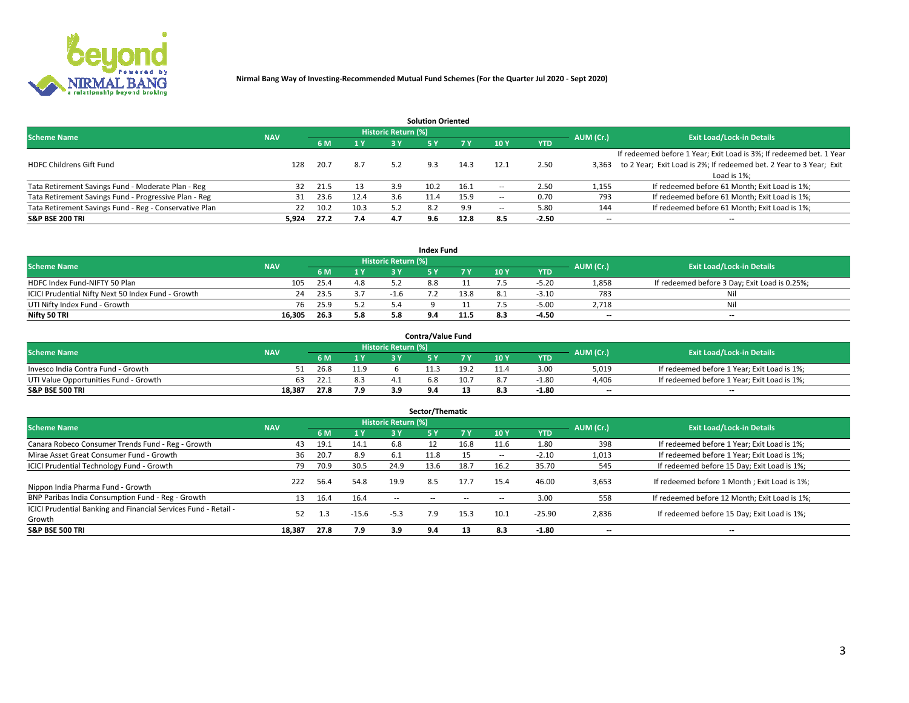**Nirmal Bang Way of Investing-Recommended Mutual Fund Schemes (For the Quarter Jul 2020 - Sept 2020)**

### Solution Oriented

| Scheme Name | NAV | Historic Return (%) | | | | | | | AUM (Cr.) | Exit Load/Lock-in Details |
|---|---|---|---|---|---|---|---|---|---|---|
| | | 6 M | 1 Y | 3 Y | 5 Y | 7 Y | 10 Y | YTD | | |
| HDFC Childrens Gift Fund | 128 | 20.7 | 8.7 | 5.2 | 9.3 | 14.3 | 12.1 | 2.50 | 3,363 | If redeemed before 1 Year; Exit Load is 3%; If redeemed bet. 1 Year to 2 Year; Exit Load is 2%; If redeemed bet. 2 Year to 3 Year; Exit Load is 1%; |
| Tata Retirement Savings Fund - Moderate Plan - Reg | 32 | 21.5 | 13 | 3.9 | 10.2 | 16.1 | -- | 2.50 | 1,155 | If redeemed before 61 Month; Exit Load is 1%; |
| Tata Retirement Savings Fund - Progressive Plan - Reg | 31 | 23.6 | 12.4 | 3.6 | 11.4 | 15.9 | -- | 0.70 | 793 | If redeemed before 61 Month; Exit Load is 1%; |
| Tata Retirement Savings Fund - Reg - Conservative Plan | 22 | 10.2 | 10.3 | 5.2 | 8.2 | 9.9 | -- | 5.80 | 144 | If redeemed before 61 Month; Exit Load is 1%; |
| **S&P BSE 200 TRI** | **5,924** | **27.2** | **7.4** | **4.7** | **9.6** | **12.8** | **8.5** | **-2.50** | **--** | **--** |

### Index Fund

| Scheme Name | NAV | Historic Return (%) | | | | | | | AUM (Cr.) | Exit Load/Lock-in Details |
|---|---|---|---|---|---|---|---|---|---|---|
| | | 6 M | 1 Y | 3 Y | 5 Y | 7 Y | 10 Y | YTD | | |
| HDFC Index Fund-NIFTY 50 Plan | 105 | 25.4 | 4.8 | 5.2 | 8.8 | 11 | 7.5 | -5.20 | 1,858 | If redeemed before 3 Day; Exit Load is 0.25%; |
| ICICI Prudential Nifty Next 50 Index Fund - Growth | 24 | 23.5 | 3.7 | -1.6 | 7.2 | 13.8 | 8.1 | -3.10 | 783 | Nil |
| UTI Nifty Index Fund - Growth | 76 | 25.9 | 5.2 | 5.4 | 9 | 11 | 7.5 | -5.00 | 2,718 | Nil |
| **Nifty 50 TRI** | **16,305** | **26.3** | **5.8** | **5.8** | **9.4** | **11.5** | **8.3** | **-4.50** | **--** | **--** |

### Contra/Value Fund

| Scheme Name | NAV | Historic Return (%) | | | | | | | AUM (Cr.) | Exit Load/Lock-in Details |
|---|---|---|---|---|---|---|---|---|---|---|
| | | 6 M | 1 Y | 3 Y | 5 Y | 7 Y | 10 Y | YTD | | |
| Invesco India Contra Fund - Growth | 51 | 26.8 | 11.9 | 6 | 11.3 | 19.2 | 11.4 | 3.00 | 5,019 | If redeemed before 1 Year; Exit Load is 1%; |
| UTI Value Opportunities Fund - Growth | 63 | 22.1 | 8.3 | 4.1 | 6.8 | 10.7 | 8.7 | -1.80 | 4,406 | If redeemed before 1 Year; Exit Load is 1%; |
| **S&P BSE 500 TRI** | **18,387** | **27.8** | **7.9** | **3.9** | **9.4** | **13** | **8.3** | **-1.80** | **--** | **--** |

### Sector/Thematic

| Scheme Name | NAV | Historic Return (%) | | | | | | | AUM (Cr.) | Exit Load/Lock-in Details |
|---|---|---|---|---|---|---|---|---|---|---|
| | | 6 M | 1 Y | 3 Y | 5 Y | 7 Y | 10 Y | YTD | | |
| Canara Robeco Consumer Trends Fund - Reg - Growth | 43 | 19.1 | 14.1 | 6.8 | 12 | 16.8 | 11.6 | 1.80 | 398 | If redeemed before 1 Year; Exit Load is 1%; |
| Mirae Asset Great Consumer Fund - Growth | 36 | 20.7 | 8.9 | 6.1 | 11.8 | 15 | -- | -2.10 | 1,013 | If redeemed before 1 Year; Exit Load is 1%; |
| ICICI Prudential Technology Fund - Growth | 79 | 70.9 | 30.5 | 24.9 | 13.6 | 18.7 | 16.2 | 35.70 | 545 | If redeemed before 15 Day; Exit Load is 1%; |
| Nippon India Pharma Fund - Growth | 222 | 56.4 | 54.8 | 19.9 | 8.5 | 17.7 | 15.4 | 46.00 | 3,653 | If redeemed before 1 Month ; Exit Load is 1%; |
| BNP Paribas India Consumption Fund - Reg - Growth | 13 | 16.4 | 16.4 | -- | -- | -- | -- | 3.00 | 558 | If redeemed before 12 Month; Exit Load is 1%; |
| ICICI Prudential Banking and Financial Services Fund - Retail - Growth | 52 | 1.3 | -15.6 | -5.3 | 7.9 | 15.3 | 10.1 | -25.90 | 2,836 | If redeemed before 15 Day; Exit Load is 1%; |
| **S&P BSE 500 TRI** | **18,387** | **27.8** | **7.9** | **3.9** | **9.4** | **13** | **8.3** | **-1.80** | **--** | **--** |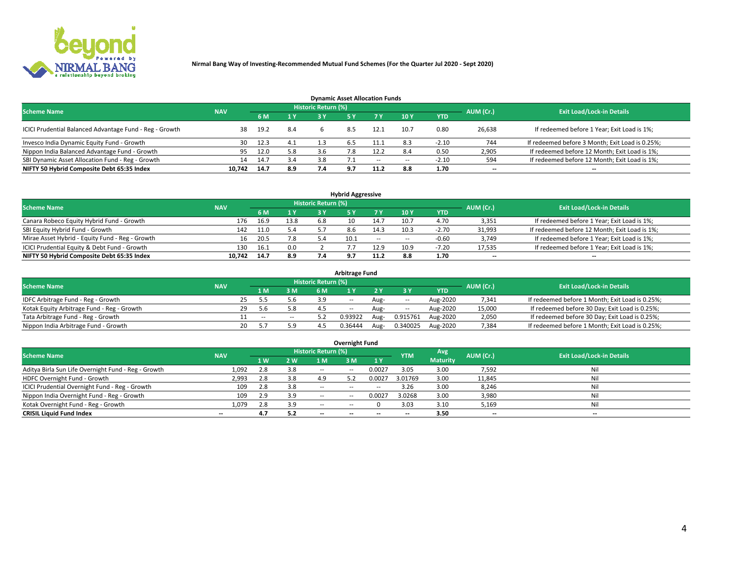**Nirmal Bang Way of Investing-Recommended Mutual Fund Schemes (For the Quarter Jul 2020 - Sept 2020)**

### Dynamic Asset Allocation Funds

| Scheme Name | NAV | Historic Return (%) | | | | | | | AUM (Cr.) | Exit Load/Lock-in Details |
|---|---|---|---|---|---|---|---|---|---|---|
| | | 6 M | 1 Y | 3 Y | 5 Y | 7 Y | 10 Y | YTD | | |
| ICICI Prudential Balanced Advantage Fund - Reg - Growth | 38 | 19.2 | 8.4 | 6 | 8.5 | 12.1 | 10.7 | 0.80 | 26,638 | If redeemed before 1 Year; Exit Load is 1%; |
| Invesco India Dynamic Equity Fund - Growth | 30 | 12.3 | 4.1 | 1.3 | 6.5 | 11.1 | 8.3 | -2.10 | 744 | If redeemed before 3 Month; Exit Load is 0.25%; |
| Nippon India Balanced Advantage Fund - Growth | 95 | 12.0 | 5.8 | 3.6 | 7.8 | 12.2 | 8.4 | 0.50 | 2,905 | If redeemed before 12 Month; Exit Load is 1%; |
| SBI Dynamic Asset Allocation Fund - Reg - Growth | 14 | 14.7 | 3.4 | 3.8 | 7.1 | -- | -- | -2.10 | 594 | If redeemed before 12 Month; Exit Load is 1%; |
| **NIFTY 50 Hybrid Composite Debt 65:35 Index** | **10,742** | **14.7** | **8.9** | **7.4** | **9.7** | **11.2** | **8.8** | **1.70** | **--** | **--** |

### Hybrid Aggressive

| Scheme Name | NAV | Historic Return (%) | | | | | | | AUM (Cr.) | Exit Load/Lock-in Details |
|---|---|---|---|---|---|---|---|---|---|---|
| | | 6 M | 1 Y | 3 Y | 5 Y | 7 Y | 10 Y | YTD | | |
| Canara Robeco Equity Hybrid Fund - Growth | 176 | 16.9 | 13.8 | 6.8 | 10 | 14.7 | 10.7 | 4.70 | 3,351 | If redeemed before 1 Year; Exit Load is 1%; |
| SBI Equity Hybrid Fund - Growth | 142 | 11.0 | 5.4 | 5.7 | 8.6 | 14.3 | 10.3 | -2.70 | 31,993 | If redeemed before 12 Month; Exit Load is 1%; |
| Mirae Asset Hybrid - Equity Fund - Reg - Growth | 16 | 20.5 | 7.8 | 5.4 | 10.1 | -- | -- | -0.60 | 3,749 | If redeemed before 1 Year; Exit Load is 1%; |
| ICICI Prudential Equity & Debt Fund - Growth | 130 | 16.1 | 0.0 | 2 | 7.7 | 12.9 | 10.9 | -7.20 | 17,535 | If redeemed before 1 Year; Exit Load is 1%; |
| **NIFTY 50 Hybrid Composite Debt 65:35 Index** | **10,742** | **14.7** | **8.9** | **7.4** | **9.7** | **11.2** | **8.8** | **1.70** | **--** | **--** |

### Arbitrage Fund

| Scheme Name | NAV | Historic Return (%) | | | | | | | AUM (Cr.) | Exit Load/Lock-in Details |
|---|---|---|---|---|---|---|---|---|---|---|
| | | 1 M | 3 M | 6 M | 1 Y | 2 Y | 3 Y | YTD | | |
| IDFC Arbitrage Fund - Reg - Growth | 25 | 5.5 | 5.6 | 3.9 | -- | Aug- | -- | Aug-2020 | 7,341 | If redeemed before 1 Month; Exit Load is 0.25%; |
| Kotak Equity Arbitrage Fund - Reg - Growth | 29 | 5.6 | 5.8 | 4.5 | -- | Aug- | -- | Aug-2020 | 15,000 | If redeemed before 30 Day; Exit Load is 0.25%; |
| Tata Arbitrage Fund - Reg - Growth | 11 | -- | -- | 5.2 | 0.93922 | Aug- | 0.915761 | Aug-2020 | 2,050 | If redeemed before 30 Day; Exit Load is 0.25%; |
| Nippon India Arbitrage Fund - Growth | 20 | 5.7 | 5.9 | 4.5 | 0.36444 | Aug- | 0.340025 | Aug-2020 | 7,384 | If redeemed before 1 Month; Exit Load is 0.25%; |

### Overnight Fund

| Scheme Name | NAV | Historic Return (%) | | | | | YTM | Avg Maturity | AUM (Cr.) | Exit Load/Lock-in Details |
|---|---|---|---|---|---|---|---|---|---|---|
| | | 1 W | 2 W | 1 M | 3 M | 1 Y | | | | |
| Aditya Birla Sun Life Overnight Fund - Reg - Growth | 1,092 | 2.8 | 3.8 | -- | -- | 0.0027 | 3.05 | 3.00 | 7,592 | Nil |
| HDFC Overnight Fund - Growth | 2,993 | 2.8 | 3.8 | 4.9 | 5.2 | 0.0027 | 3.01769 | 3.00 | 11,845 | Nil |
| ICICI Prudential Overnight Fund - Reg - Growth | 109 | 2.8 | 3.8 | -- | -- | -- | 3.26 | 3.00 | 8,246 | Nil |
| Nippon India Overnight Fund - Reg - Growth | 109 | 2.9 | 3.9 | -- | -- | 0.0027 | 3.0268 | 3.00 | 3,980 | Nil |
| Kotak Overnight Fund - Reg - Growth | 1,079 | 2.8 | 3.9 | -- | -- | 0 | 3.03 | 3.10 | 5,169 | Nil |
| **CRISIL Liquid Fund Index** | **--** | **4.7** | **5.2** | **--** | **--** | **--** | **--** | **3.50** | **--** | **--** |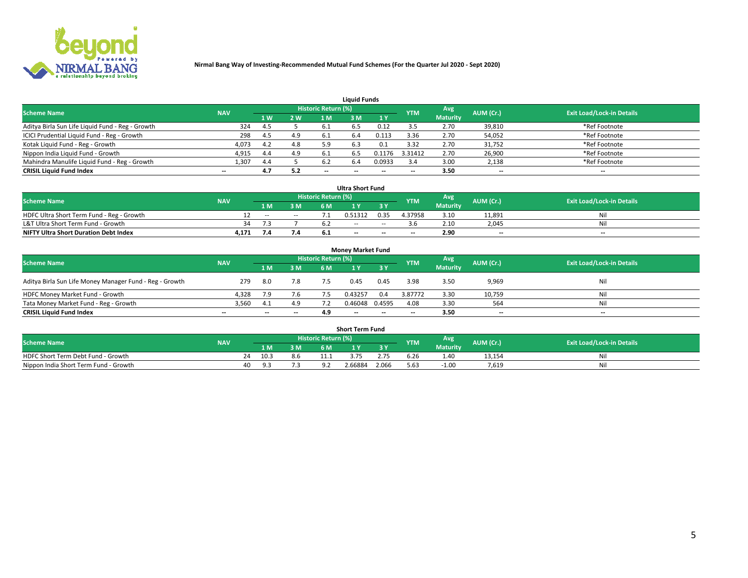**Nirmal Bang Way of Investing-Recommended Mutual Fund Schemes (For the Quarter Jul 2020 - Sept 2020)**

### Liquid Funds

| Scheme Name | NAV | Historic Return (%) | | | | | YTM | Avg Maturity | AUM (Cr.) | Exit Load/Lock-in Details |
|---|---|---|---|---|---|---|---|---|---|---|
| | | 1 W | 2 W | 1 M | 3 M | 1 Y | | | | |
| Aditya Birla Sun Life Liquid Fund - Reg - Growth | 324 | 4.5 | 5 | 6.1 | 6.5 | 0.12 | 3.5 | 2.70 | 39,810 | *Ref Footnote |
| ICICI Prudential Liquid Fund - Reg - Growth | 298 | 4.5 | 4.9 | 6.1 | 6.4 | 0.113 | 3.36 | 2.70 | 54,052 | *Ref Footnote |
| Kotak Liquid Fund - Reg - Growth | 4,073 | 4.2 | 4.8 | 5.9 | 6.3 | 0.1 | 3.32 | 2.70 | 31,752 | *Ref Footnote |
| Nippon India Liquid Fund - Growth | 4,915 | 4.4 | 4.9 | 6.1 | 6.5 | 0.1176 | 3.31412 | 2.70 | 26,900 | *Ref Footnote |
| Mahindra Manulife Liquid Fund - Reg - Growth | 1,307 | 4.4 | 5 | 6.2 | 6.4 | 0.0933 | 3.4 | 3.00 | 2,138 | *Ref Footnote |
| **CRISIL Liquid Fund Index** | -- | **4.7** | **5.2** | -- | -- | -- | -- | **3.50** | -- | -- |

### Ultra Short Fund

| Scheme Name | NAV | Historic Return (%) | | | | | YTM | Avg Maturity | AUM (Cr.) | Exit Load/Lock-in Details |
|---|---|---|---|---|---|---|---|---|---|---|
| | | 1 M | 3 M | 6 M | 1 Y | 3 Y | | | | |
| HDFC Ultra Short Term Fund - Reg - Growth | 12 | -- | -- | 7.1 | 0.51312 | 0.35 | 4.37958 | 3.10 | 11,891 | Nil |
| L&T Ultra Short Term Fund - Growth | 34 | 7.3 | 7 | 6.2 | -- | -- | 3.6 | 2.10 | 2,045 | Nil |
| **NIFTY Ultra Short Duration Debt Index** | **4,171** | **7.4** | **7.4** | **6.1** | -- | -- | -- | **2.90** | -- | -- |

### Money Market Fund

| Scheme Name | NAV | Historic Return (%) | | | | | YTM | Avg Maturity | AUM (Cr.) | Exit Load/Lock-in Details |
|---|---|---|---|---|---|---|---|---|---|---|
| | | 1 M | 3 M | 6 M | 1 Y | 3 Y | | | | |
| Aditya Birla Sun Life Money Manager Fund - Reg - Growth | 279 | 8.0 | 7.8 | 7.5 | 0.45 | 0.45 | 3.98 | 3.50 | 9,969 | Nil |
| HDFC Money Market Fund - Growth | 4,328 | 7.9 | 7.6 | 7.5 | 0.43257 | 0.4 | 3.87772 | 3.30 | 10,759 | Nil |
| Tata Money Market Fund - Reg - Growth | 3,560 | 4.1 | 4.9 | 7.2 | 0.46048 | 0.4595 | 4.08 | 3.30 | 564 | Nil |
| **CRISIL Liquid Fund Index** | -- | -- | -- | **4.9** | -- | -- | -- | **3.50** | -- | -- |

### Short Term Fund

| Scheme Name | NAV | Historic Return (%) | | | | | YTM | Avg Maturity | AUM (Cr.) | Exit Load/Lock-in Details |
|---|---|---|---|---|---|---|---|---|---|---|
| | | 1 M | 3 M | 6 M | 1 Y | 3 Y | | | | |
| HDFC Short Term Debt Fund - Growth | 24 | 10.3 | 8.6 | 11.1 | 3.75 | 2.75 | 6.26 | 1.40 | 13,154 | Nil |
| Nippon India Short Term Fund - Growth | 40 | 9.3 | 7.3 | 9.2 | 2.66884 | 2.066 | 5.63 | -1.00 | 7,619 | Nil |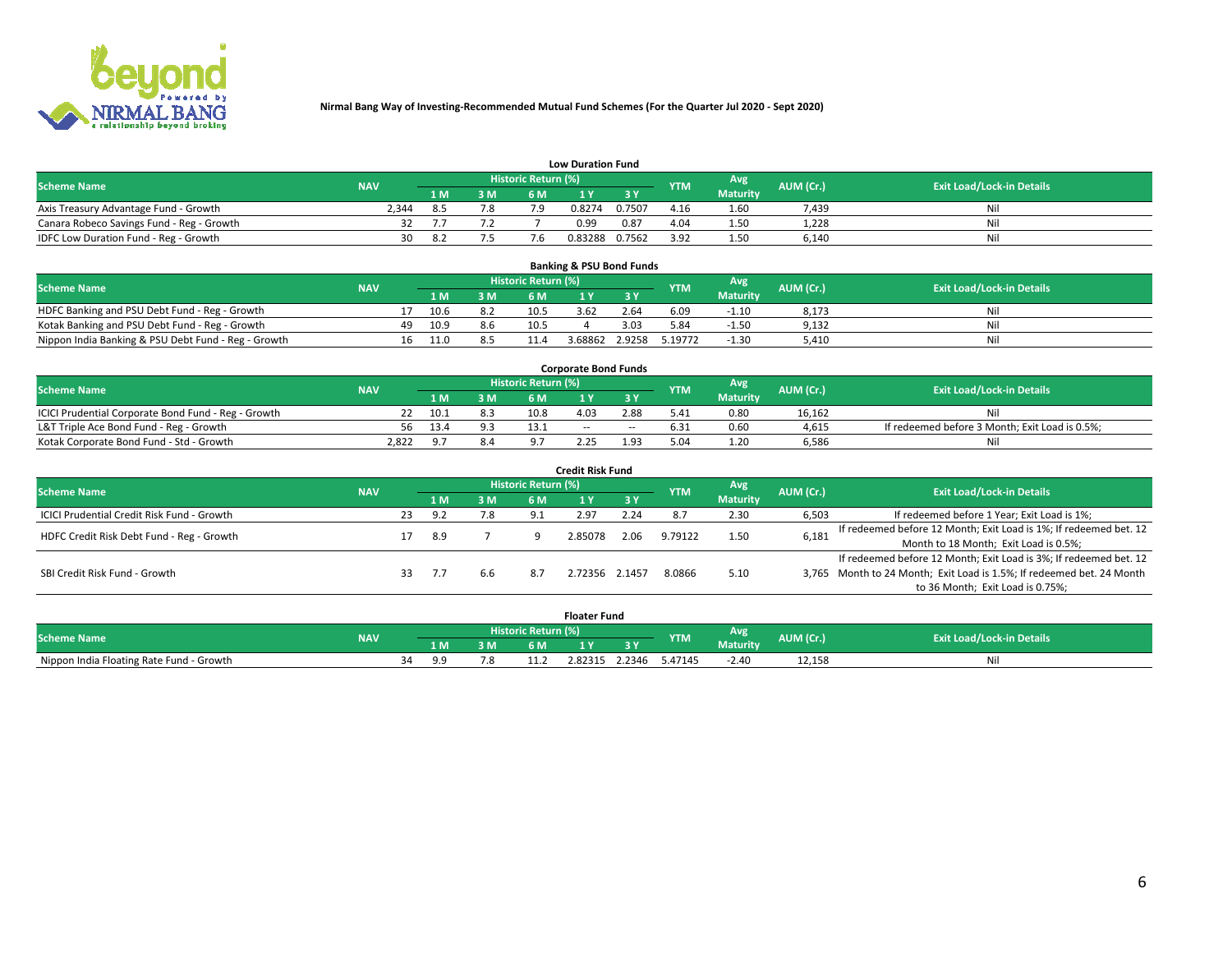**Nirmal Bang Way of Investing-Recommended Mutual Fund Schemes (For the Quarter Jul 2020 - Sept 2020)**

### Low Duration Fund

| Scheme Name | NAV | Historic Return (%) | | | | | YTM | Avg Maturity | AUM (Cr.) | Exit Load/Lock-in Details |
|---|---|---|---|---|---|---|---|---|---|---|
| | | 1 M | 3 M | 6 M | 1 Y | 3 Y | | | | |
| Axis Treasury Advantage Fund - Growth | 2,344 | 8.5 | 7.8 | 7.9 | 0.8274 | 0.7507 | 4.16 | 1.60 | 7,439 | Nil |
| Canara Robeco Savings Fund - Reg - Growth | 32 | 7.7 | 7.2 | 7 | 0.99 | 0.87 | 4.04 | 1.50 | 1,228 | Nil |
| IDFC Low Duration Fund - Reg - Growth | 30 | 8.2 | 7.5 | 7.6 | 0.83288 | 0.7562 | 3.92 | 1.50 | 6,140 | Nil |

### Banking & PSU Bond Funds

| Scheme Name | NAV | Historic Return (%) | | | | | YTM | Avg Maturity | AUM (Cr.) | Exit Load/Lock-in Details |
|---|---|---|---|---|---|---|---|---|---|---|
| | | 1 M | 3 M | 6 M | 1 Y | 3 Y | | | | |
| HDFC Banking and PSU Debt Fund - Reg - Growth | 17 | 10.6 | 8.2 | 10.5 | 3.62 | 2.64 | 6.09 | -1.10 | 8,173 | Nil |
| Kotak Banking and PSU Debt Fund - Reg - Growth | 49 | 10.9 | 8.6 | 10.5 | 4 | 3.03 | 5.84 | -1.50 | 9,132 | Nil |
| Nippon India Banking & PSU Debt Fund - Reg - Growth | 16 | 11.0 | 8.5 | 11.4 | 3.68862 | 2.9258 | 5.19772 | -1.30 | 5,410 | Nil |

### Corporate Bond Funds

| Scheme Name | NAV | Historic Return (%) | | | | | YTM | Avg Maturity | AUM (Cr.) | Exit Load/Lock-in Details |
|---|---|---|---|---|---|---|---|---|---|---|
| | | 1 M | 3 M | 6 M | 1 Y | 3 Y | | | | |
| ICICI Prudential Corporate Bond Fund - Reg - Growth | 22 | 10.1 | 8.3 | 10.8 | 4.03 | 2.88 | 5.41 | 0.80 | 16,162 | Nil |
| L&T Triple Ace Bond Fund - Reg - Growth | 56 | 13.4 | 9.3 | 13.1 | -- | -- | 6.31 | 0.60 | 4,615 | If redeemed before 3 Month; Exit Load is 0.5%; |
| Kotak Corporate Bond Fund - Std - Growth | 2,822 | 9.7 | 8.4 | 9.7 | 2.25 | 1.93 | 5.04 | 1.20 | 6,586 | Nil |

### Credit Risk Fund

| Scheme Name | NAV | Historic Return (%) | | | | | YTM | Avg Maturity | AUM (Cr.) | Exit Load/Lock-in Details |
|---|---|---|---|---|---|---|---|---|---|---|
| | | 1 M | 3 M | 6 M | 1 Y | 3 Y | | | | |
| ICICI Prudential Credit Risk Fund - Growth | 23 | 9.2 | 7.8 | 9.1 | 2.97 | 2.24 | 8.7 | 2.30 | 6,503 | If redeemed before 1 Year; Exit Load is 1%; |
| HDFC Credit Risk Debt Fund - Reg - Growth | 17 | 8.9 | 7 | 9 | 2.85078 | 2.06 | 9.79122 | 1.50 | 6,181 | If redeemed before 12 Month; Exit Load is 1%; If redeemed bet. 12 Month to 18 Month; Exit Load is 0.5%; |
| SBI Credit Risk Fund - Growth | 33 | 7.7 | 6.6 | 8.7 | 2.72356 | 2.1457 | 8.0866 | 5.10 | 3,765 | If redeemed before 12 Month; Exit Load is 3%; If redeemed bet. 12 Month to 24 Month; Exit Load is 1.5%; If redeemed bet. 24 Month to 36 Month; Exit Load is 0.75%; |

### Floater Fund

| Scheme Name | NAV | Historic Return (%) | | | | | YTM | Avg Maturity | AUM (Cr.) | Exit Load/Lock-in Details |
|---|---|---|---|---|---|---|---|---|---|---|
| | | 1 M | 3 M | 6 M | 1 Y | 3 Y | | | | |
| Nippon India Floating Rate Fund - Growth | 34 | 9.9 | 7.8 | 11.2 | 2.82315 | 2.2346 | 5.47145 | -2.40 | 12,158 | Nil |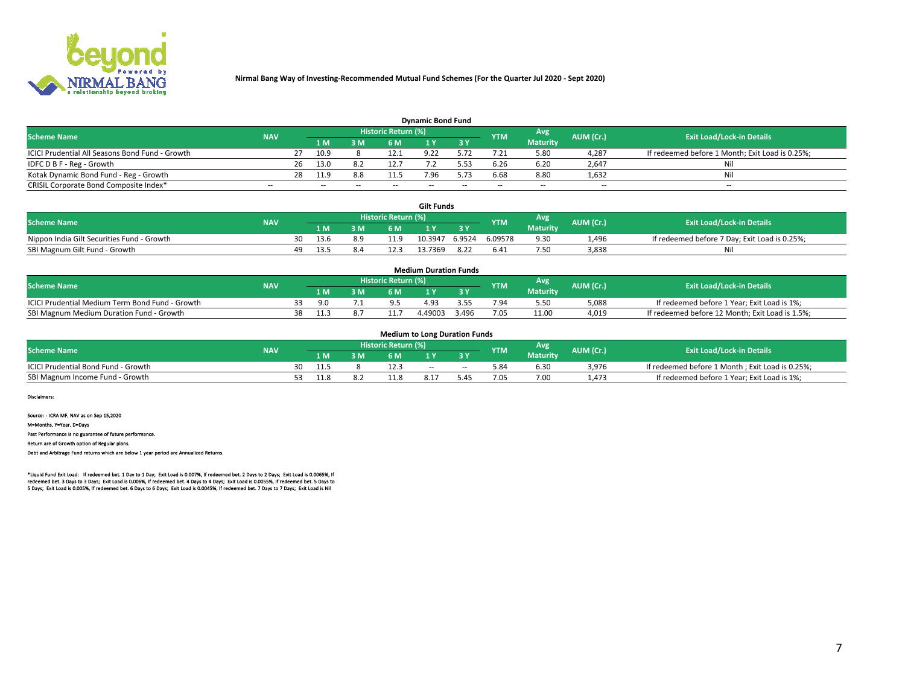Nirmal Bang Way of Investing-Recommended Mutual Fund Schemes (For the Quarter Jul 2020 - Sept 2020)

## Dynamic Bond Fund

| Scheme Name | NAV | Historic Return (%) | | | | | YTM | Avg Maturity | AUM (Cr.) | Exit Load/Lock-in Details |
|---|---|---|---|---|---|---|---|---|---|---|
| | | 1 M | 3 M | 6 M | 1 Y | 3 Y | | | | |
| ICICI Prudential All Seasons Bond Fund - Growth | 27 | 10.9 | 8 | 12.1 | 9.22 | 5.72 | 7.21 | 5.80 | 4,287 | If redeemed before 1 Month; Exit Load is 0.25%; |
| IDFC D B F - Reg - Growth | 26 | 13.0 | 8.2 | 12.7 | 7.2 | 5.53 | 6.26 | 6.20 | 2,647 | Nil |
| Kotak Dynamic Bond Fund - Reg - Growth | 28 | 11.9 | 8.8 | 11.5 | 7.96 | 5.73 | 6.68 | 8.80 | 1,632 | Nil |
| CRISIL Corporate Bond Composite Index* | -- | -- | -- | -- | -- | -- | -- | -- | -- | -- |

## Gilt Funds

| Scheme Name | NAV | Historic Return (%) | | | | | YTM | Avg Maturity | AUM (Cr.) | Exit Load/Lock-in Details |
|---|---|---|---|---|---|---|---|---|---|---|
| | | 1 M | 3 M | 6 M | 1 Y | 3 Y | | | | |
| Nippon India Gilt Securities Fund - Growth | 30 | 13.6 | 8.9 | 11.9 | 10.3947 | 6.9524 | 6.09578 | 9.30 | 1,496 | If redeemed before 7 Day; Exit Load is 0.25%; |
| SBI Magnum Gilt Fund - Growth | 49 | 13.5 | 8.4 | 12.3 | 13.7369 | 8.22 | 6.41 | 7.50 | 3,838 | Nil |

## Medium Duration Funds

| Scheme Name | NAV | Historic Return (%) | | | | | YTM | Avg Maturity | AUM (Cr.) | Exit Load/Lock-in Details |
|---|---|---|---|---|---|---|---|---|---|---|
| | | 1 M | 3 M | 6 M | 1 Y | 3 Y | | | | |
| ICICI Prudential Medium Term Bond Fund - Growth | 33 | 9.0 | 7.1 | 9.5 | 4.93 | 3.55 | 7.94 | 5.50 | 5,088 | If redeemed before 1 Year; Exit Load is 1%; |
| SBI Magnum Medium Duration Fund - Growth | 38 | 11.3 | 8.7 | 11.7 | 4.49003 | 3.496 | 7.05 | 11.00 | 4,019 | If redeemed before 12 Month; Exit Load is 1.5%; |

## Medium to Long Duration Funds

| Scheme Name | NAV | Historic Return (%) | | | | | YTM | Avg Maturity | AUM (Cr.) | Exit Load/Lock-in Details |
|---|---|---|---|---|---|---|---|---|---|---|
| | | 1 M | 3 M | 6 M | 1 Y | 3 Y | | | | |
| ICICI Prudential Bond Fund - Growth | 30 | 11.5 | 8 | 12.3 | -- | -- | 5.84 | 6.30 | 3,976 | If redeemed before 1 Month ; Exit Load is 0.25%; |
| SBI Magnum Income Fund - Growth | 53 | 11.8 | 8.2 | 11.8 | 8.17 | 5.45 | 7.05 | 7.00 | 1,473 | If redeemed before 1 Year; Exit Load is 1%; |

Disclaimers:

Source: - ICRA MF, NAV as on Sep 15,2020

M=Months, Y=Year, D=Days

Past Performance is no guarantee of future performance.

Return are of Growth option of Regular plans.

Debt and Arbitrage Fund returns which are below 1 year period are Annualized Returns.

*Liquid Fund Exit Load: If redeemed bet. 1 Day to 1 Day; Exit Load is 0.007%, If redeemed bet. 2 Days to 2 Days; Exit Load is 0.0065%, If redeemed bet. 3 Days to 3 Days; Exit Load is 0.006%, If redeemed bet. 4 Days to 4 Days; Exit Load is 0.0055%, If redeemed bet. 5 Days to 5 Days; Exit Load is 0.005%, If redeemed bet. 6 Days to 6 Days; Exit Load is 0.0045%, If redeemed bet. 7 Days to 7 Days; Exit Load is Nil